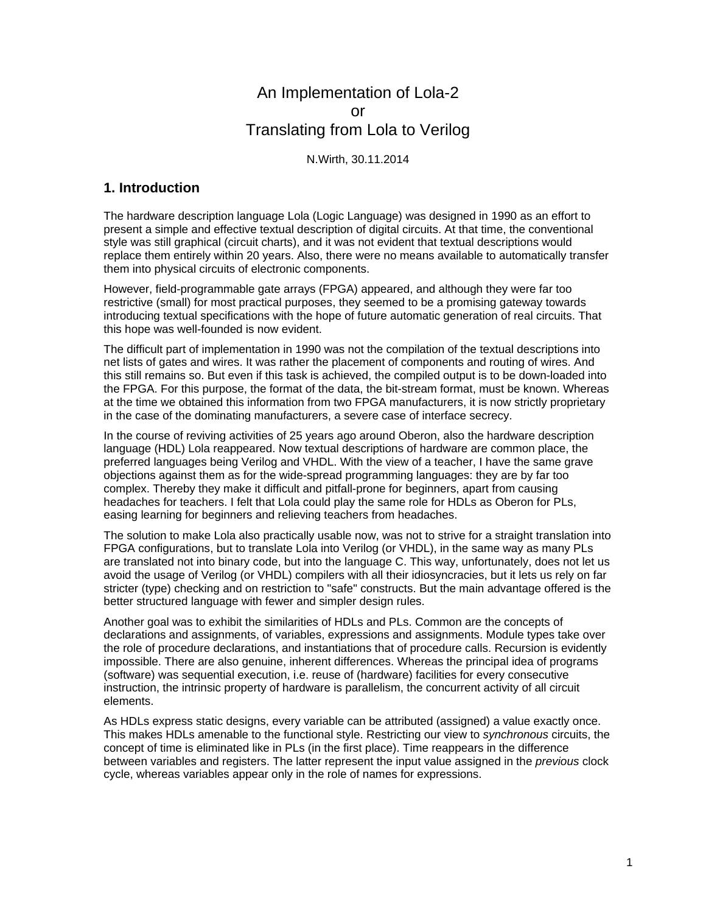# An Implementation of Lola-2
# or
# Translating from Lola to Verilog

N.Wirth, 30.11.2014

## 1. Introduction

The hardware description language Lola (Logic Language) was designed in 1990 as an effort to present a simple and effective textual description of digital circuits. At that time, the conventional style was still graphical (circuit charts), and it was not evident that textual descriptions would replace them entirely within 20 years. Also, there were no means available to automatically transfer them into physical circuits of electronic components.

However, field-programmable gate arrays (FPGA) appeared, and although they were far too restrictive (small) for most practical purposes, they seemed to be a promising gateway towards introducing textual specifications with the hope of future automatic generation of real circuits. That this hope was well-founded is now evident.

The difficult part of implementation in 1990 was not the compilation of the textual descriptions into net lists of gates and wires. It was rather the placement of components and routing of wires. And this still remains so. But even if this task is achieved, the compiled output is to be down-loaded into the FPGA. For this purpose, the format of the data, the bit-stream format, must be known. Whereas at the time we obtained this information from two FPGA manufacturers, it is now strictly proprietary in the case of the dominating manufacturers, a severe case of interface secrecy.

In the course of reviving activities of 25 years ago around Oberon, also the hardware description language (HDL) Lola reappeared. Now textual descriptions of hardware are common place, the preferred languages being Verilog and VHDL. With the view of a teacher, I have the same grave objections against them as for the wide-spread programming languages: they are by far too complex. Thereby they make it difficult and pitfall-prone for beginners, apart from causing headaches for teachers. I felt that Lola could play the same role for HDLs as Oberon for PLs, easing learning for beginners and relieving teachers from headaches.

The solution to make Lola also practically usable now, was not to strive for a straight translation into FPGA configurations, but to translate Lola into Verilog (or VHDL), in the same way as many PLs are translated not into binary code, but into the language C. This way, unfortunately, does not let us avoid the usage of Verilog (or VHDL) compilers with all their idiosyncracies, but it lets us rely on far stricter (type) checking and on restriction to "safe" constructs. But the main advantage offered is the better structured language with fewer and simpler design rules.

Another goal was to exhibit the similarities of HDLs and PLs. Common are the concepts of declarations and assignments, of variables, expressions and assignments. Module types take over the role of procedure declarations, and instantiations that of procedure calls. Recursion is evidently impossible. There are also genuine, inherent differences. Whereas the principal idea of programs (software) was sequential execution, i.e. reuse of (hardware) facilities for every consecutive instruction, the intrinsic property of hardware is parallelism, the concurrent activity of all circuit elements.

As HDLs express static designs, every variable can be attributed (assigned) a value exactly once. This makes HDLs amenable to the functional style. Restricting our view to *synchronous* circuits, the concept of time is eliminated like in PLs (in the first place). Time reappears in the difference between variables and registers. The latter represent the input value assigned in the *previous* clock cycle, whereas variables appear only in the role of names for expressions.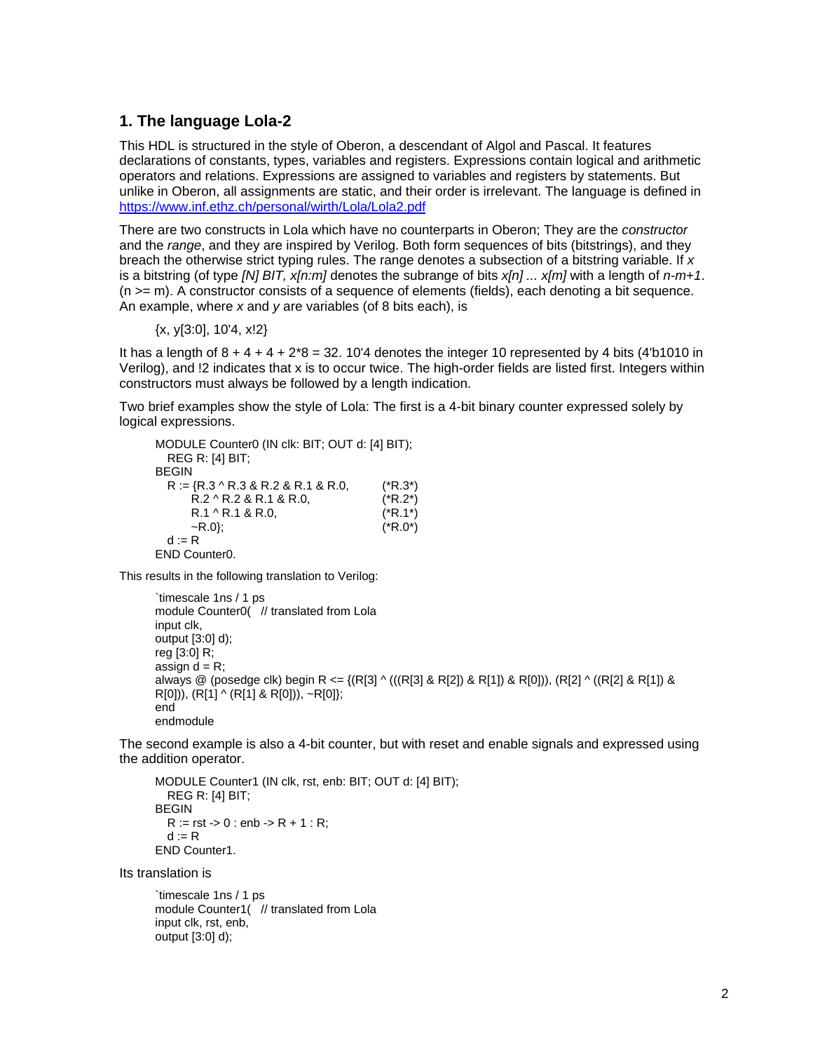## 1. The language Lola-2

This HDL is structured in the style of Oberon, a descendant of Algol and Pascal. It features declarations of constants, types, variables and registers. Expressions contain logical and arithmetic operators and relations. Expressions are assigned to variables and registers by statements. But unlike in Oberon, all assignments are static, and their order is irrelevant. The language is defined in https://www.inf.ethz.ch/personal/wirth/Lola/Lola2.pdf

There are two constructs in Lola which have no counterparts in Oberon; They are the *constructor* and the *range*, and they are inspired by Verilog. Both form sequences of bits (bitstrings), and they breach the otherwise strict typing rules. The range denotes a subsection of a bitstring variable. If *x* is a bitstring (of type *[N] BIT, x[n:m]* denotes the subrange of bits *x[n] ... x[m]* with a length of *n-m+1*. (n >= m). A constructor consists of a sequence of elements (fields), each denoting a bit sequence. An example, where *x* and *y* are variables (of 8 bits each), is

```
{x, y[3:0], 10'4, x!2}
```

It has a length of 8 + 4 + 4 + 2*8 = 32. 10'4 denotes the integer 10 represented by 4 bits (4'b1010 in Verilog), and !2 indicates that x is to occur twice. The high-order fields are listed first. Integers within constructors must always be followed by a length indication.

Two brief examples show the style of Lola: The first is a 4-bit binary counter expressed solely by logical expressions.

```
MODULE Counter0 (IN clk: BIT; OUT d: [4] BIT);
  REG R: [4] BIT;
BEGIN
  R := {R.3 ^ R.3 & R.2 & R.1 & R.0,      (*R.3*)
        R.2 ^ R.2 & R.1 & R.0,            (*R.2*)
        R.1 ^ R.1 & R.0,                  (*R.1*)
        ~R.0};                            (*R.0*)
  d := R
END Counter0.
```

This results in the following translation to Verilog:

```
`timescale 1ns / 1 ps
module Counter0(   // translated from Lola
input clk,
output [3:0] d);
reg [3:0] R;
assign d = R;
always @ (posedge clk) begin R <= {(R[3] ^ (((R[3] & R[2]) & R[1]) & R[0])), (R[2] ^ ((R[2] & R[1]) &
R[0])), (R[1] ^ (R[1] & R[0])), ~R[0]};
end
endmodule
```

The second example is also a 4-bit counter, but with reset and enable signals and expressed using the addition operator.

```
MODULE Counter1 (IN clk, rst, enb: BIT; OUT d: [4] BIT);
  REG R: [4] BIT;
BEGIN
  R := rst -> 0 : enb -> R + 1 : R;
  d := R
END Counter1.
```

Its translation is

```
`timescale 1ns / 1 ps
module Counter1(   // translated from Lola
input clk, rst, enb,
output [3:0] d);
```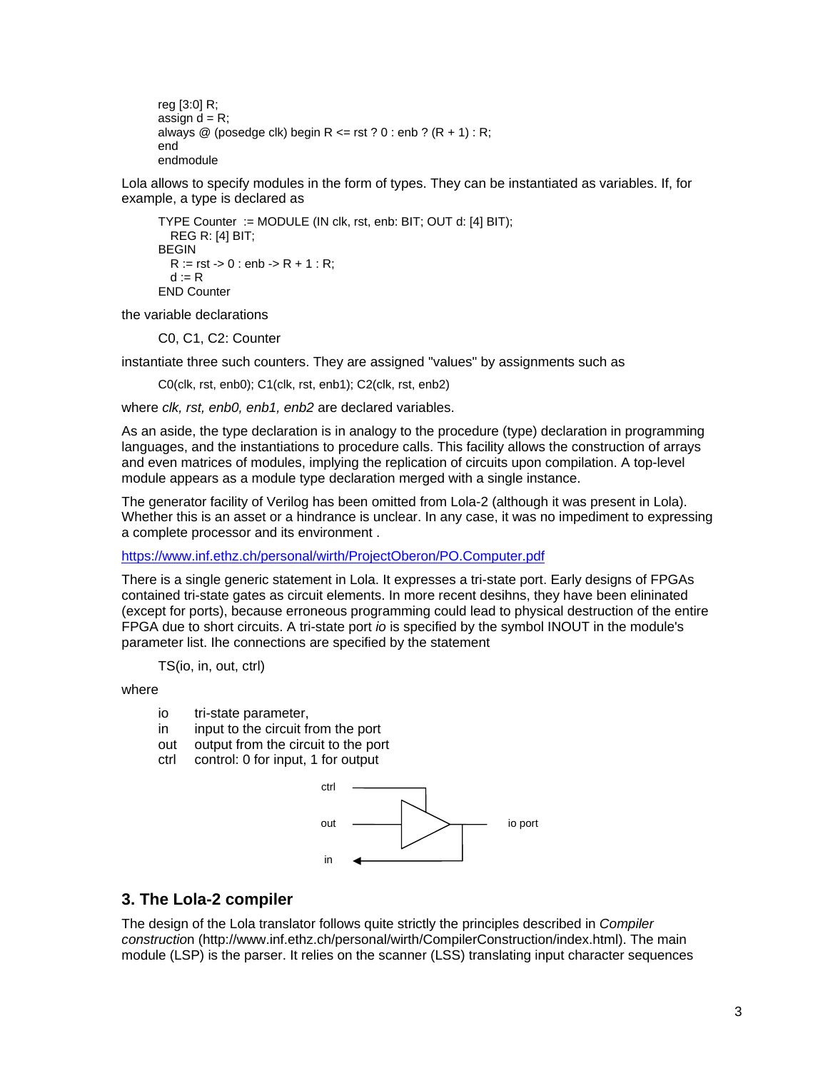```
reg [3:0] R;
assign d = R;
always @ (posedge clk) begin R <= rst ? 0 : enb ? (R + 1) : R;
end
endmodule
```

Lola allows to specify modules in the form of types. They can be instantiated as variables. If, for example, a type is declared as

```
TYPE Counter  := MODULE (IN clk, rst, enb: BIT; OUT d: [4] BIT);
  REG R: [4] BIT;
BEGIN
  R := rst -> 0 : enb -> R + 1 : R;
  d := R
END Counter
```

the variable declarations

```
C0, C1, C2: Counter
```

instantiate three such counters. They are assigned "values" by assignments such as

```
C0(clk, rst, enb0); C1(clk, rst, enb1); C2(clk, rst, enb2)
```

where *clk, rst, enb0, enb1, enb2* are declared variables.

As an aside, the type declaration is in analogy to the procedure (type) declaration in programming languages, and the instantiations to procedure calls. This facility allows the construction of arrays and even matrices of modules, implying the replication of circuits upon compilation. A top-level module appears as a module type declaration merged with a single instance.

The generator facility of Verilog has been omitted from Lola-2 (although it was present in Lola). Whether this is an asset or a hindrance is unclear. In any case, it was no impediment to expressing a complete processor and its environment .

https://www.inf.ethz.ch/personal/wirth/ProjectOberon/PO.Computer.pdf

There is a single generic statement in Lola. It expresses a tri-state port. Early designs of FPGAs contained tri-state gates as circuit elements. In more recent desihns, they have been elininated (except for ports), because erroneous programming could lead to physical destruction of the entire FPGA due to short circuits. A tri-state port *io* is specified by the symbol INOUT in the module's parameter list. Ihe connections are specified by the statement

```
TS(io, in, out, ctrl)
```

where

| | |
|---|---|
| io | tri-state parameter, |
| in | input to the circuit from the port |
| out | output from the circuit to the port |
| ctrl | control: 0 for input, 1 for output |

## 3. The Lola-2 compiler

The design of the Lola translator follows quite strictly the principles described in *Compiler construction* (http://www.inf.ethz.ch/personal/wirth/CompilerConstruction/index.html). The main module (LSP) is the parser. It relies on the scanner (LSS) translating input character sequences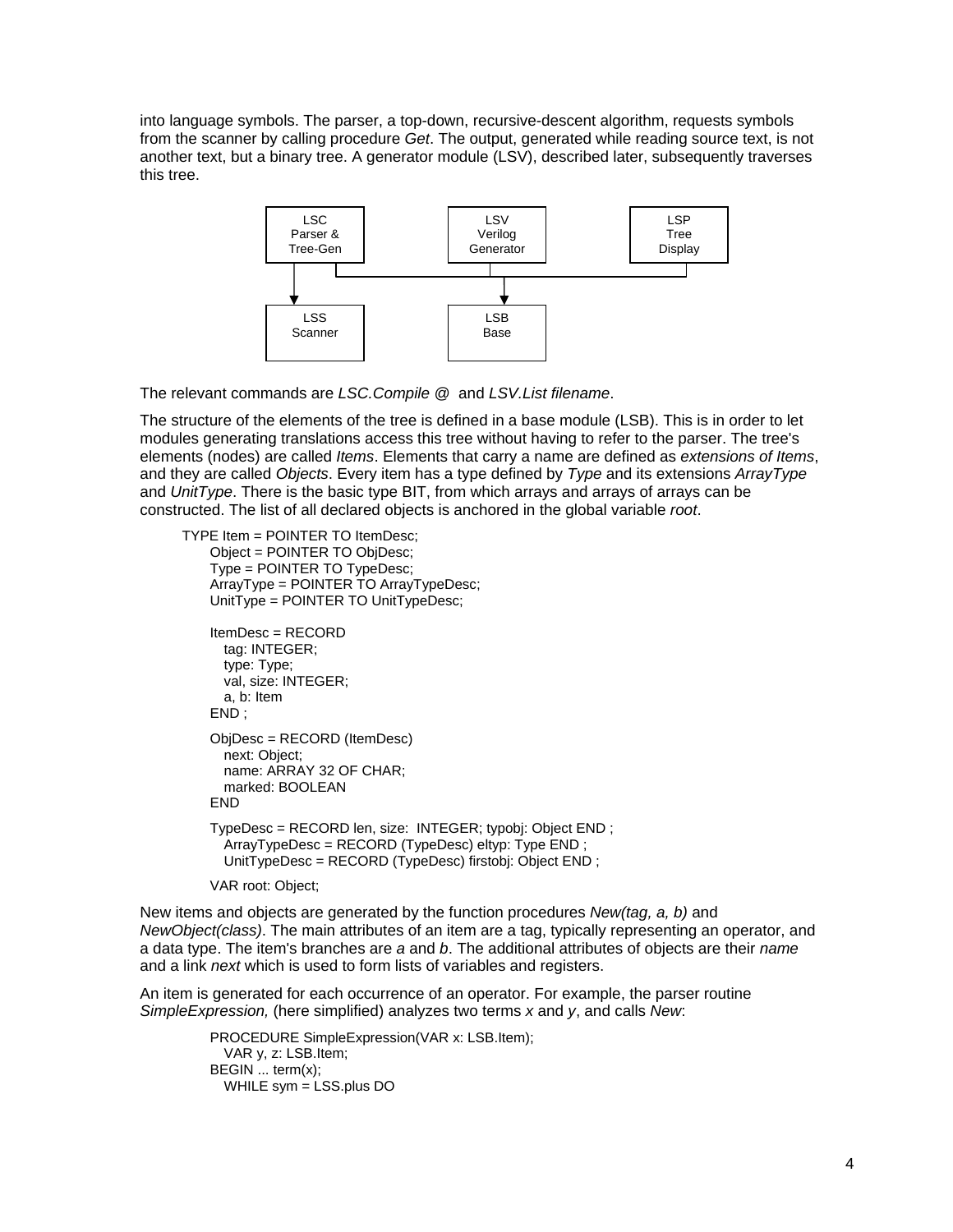into language symbols. The parser, a top-down, recursive-descent algorithm, requests symbols from the scanner by calling procedure *Get*. The output, generated while reading source text, is not another text, but a binary tree. A generator module (LSV), described later, subsequently traverses this tree.

LSC Parser & Tree-Gen — LSV Verilog Generator — LSP Tree Display

LSS Scanner — LSB Base

The relevant commands are *LSC.Compile @* and *LSV.List filename*.

The structure of the elements of the tree is defined in a base module (LSB). This is in order to let modules generating translations access this tree without having to refer to the parser. The tree's elements (nodes) are called *Items*. Elements that carry a name are defined as *extensions of Items*, and they are called *Objects*. Every item has a type defined by *Type* and its extensions *ArrayType* and *UnitType*. There is the basic type BIT, from which arrays and arrays of arrays can be constructed. The list of all declared objects is anchored in the global variable *root*.

```
TYPE Item = POINTER TO ItemDesc;
    Object = POINTER TO ObjDesc;
    Type = POINTER TO TypeDesc;
    ArrayType = POINTER TO ArrayTypeDesc;
    UnitType = POINTER TO UnitTypeDesc;

    ItemDesc = RECORD
      tag: INTEGER;
      type: Type;
      val, size: INTEGER;
      a, b: Item
    END ;

    ObjDesc = RECORD (ItemDesc)
      next: Object;
      name: ARRAY 32 OF CHAR;
      marked: BOOLEAN
    END

    TypeDesc = RECORD len, size:  INTEGER; typobj: Object END ;
      ArrayTypeDesc = RECORD (TypeDesc) eltyp: Type END ;
      UnitTypeDesc = RECORD (TypeDesc) firstobj: Object END ;

    VAR root: Object;
```

New items and objects are generated by the function procedures *New(tag, a, b)* and *NewObject(class)*. The main attributes of an item are a tag, typically representing an operator, and a data type. The item's branches are *a* and *b*. The additional attributes of objects are their *name* and a link *next* which is used to form lists of variables and registers.

An item is generated for each occurrence of an operator. For example, the parser routine *SimpleExpression,* (here simplified) analyzes two terms *x* and *y*, and calls *New*:

```
PROCEDURE SimpleExpression(VAR x: LSB.Item);
  VAR y, z: LSB.Item;
BEGIN ... term(x);
  WHILE sym = LSS.plus DO
```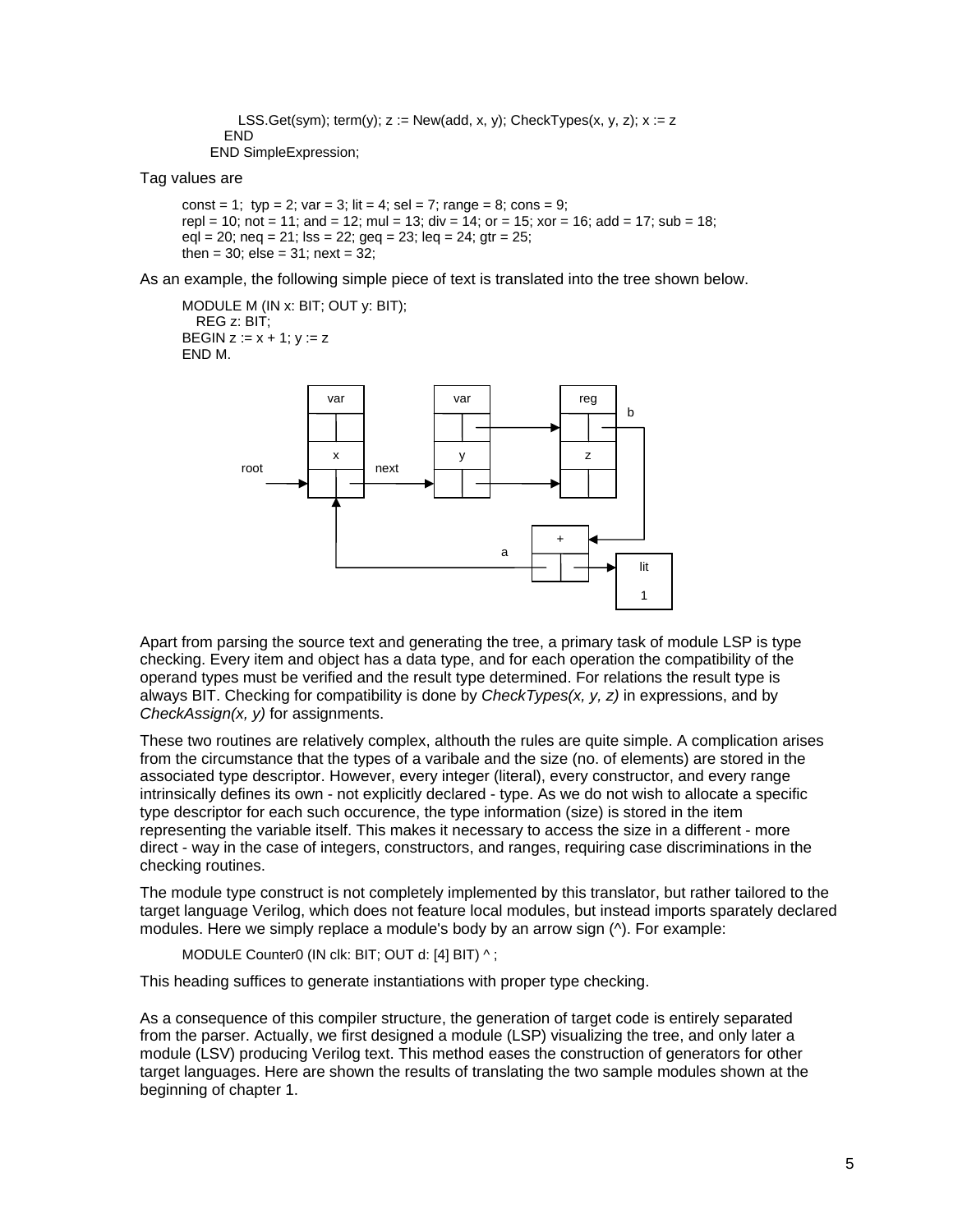```
        LSS.Get(sym); term(y); z := New(add, x, y); CheckTypes(x, y, z); x := z
      END
    END SimpleExpression;
```

Tag values are

```
const = 1;  typ = 2; var = 3; lit = 4; sel = 7; range = 8; cons = 9;
repl = 10; not = 11; and = 12; mul = 13; div = 14; or = 15; xor = 16; add = 17; sub = 18;
eql = 20; neq = 21; lss = 22; geq = 23; leq = 24; gtr = 25;
then = 30; else = 31; next = 32;
```

As an example, the following simple piece of text is translated into the tree shown below.

```
MODULE M (IN x: BIT; OUT y: BIT);
   REG z: BIT;
BEGIN z := x + 1; y := z
END M.
```

Apart from parsing the source text and generating the tree, a primary task of module LSP is type checking. Every item and object has a data type, and for each operation the compatibility of the operand types must be verified and the result type determined. For relations the result type is always BIT. Checking for compatibility is done by *CheckTypes(x, y, z)* in expressions, and by *CheckAssign(x, y)* for assignments.

These two routines are relatively complex, althouth the rules are quite simple. A complication arises from the circumstance that the types of a varibale and the size (no. of elements) are stored in the associated type descriptor. However, every integer (literal), every constructor, and every range intrinsically defines its own - not explicitly declared - type. As we do not wish to allocate a specific type descriptor for each such occurence, the type information (size) is stored in the item representing the variable itself. This makes it necessary to access the size in a different - more direct - way in the case of integers, constructors, and ranges, requiring case discriminations in the checking routines.

The module type construct is not completely implemented by this translator, but rather tailored to the target language Verilog, which does not feature local modules, but instead imports sparately declared modules. Here we simply replace a module's body by an arrow sign (^). For example:

```
MODULE Counter0 (IN clk: BIT; OUT d: [4] BIT) ^ ;
```

This heading suffices to generate instantiations with proper type checking.

As a consequence of this compiler structure, the generation of target code is entirely separated from the parser. Actually, we first designed a module (LSP) visualizing the tree, and only later a module (LSV) producing Verilog text. This method eases the construction of generators for other target languages. Here are shown the results of translating the two sample modules shown at the beginning of chapter 1.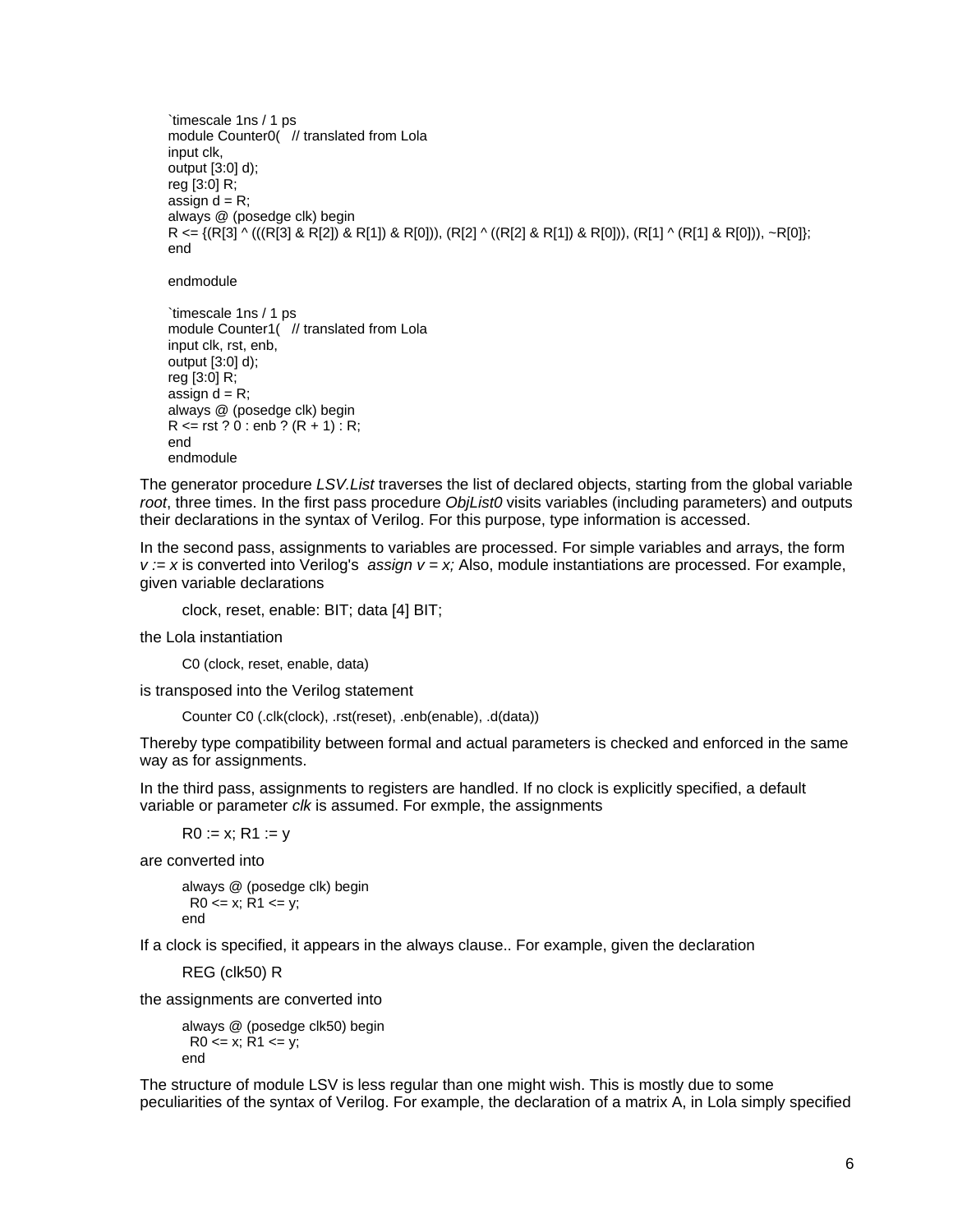```
`timescale 1ns / 1 ps
module Counter0(   // translated from Lola
input clk,
output [3:0] d);
reg [3:0] R;
assign d = R;
always @ (posedge clk) begin
R <= {(R[3] ^ (((R[3] & R[2]) & R[1]) & R[0])), (R[2] ^ ((R[2] & R[1]) & R[0])), (R[1] ^ (R[1] & R[0])), ~R[0]};
end

endmodule

`timescale 1ns / 1 ps
module Counter1(   // translated from Lola
input clk, rst, enb,
output [3:0] d);
reg [3:0] R;
assign d = R;
always @ (posedge clk) begin
R <= rst ? 0 : enb ? (R + 1) : R;
end
endmodule
```

The generator procedure *LSV.List* traverses the list of declared objects, starting from the global variable *root*, three times. In the first pass procedure *ObjList0* visits variables (including parameters) and outputs their declarations in the syntax of Verilog. For this purpose, type information is accessed.

In the second pass, assignments to variables are processed. For simple variables and arrays, the form *v := x* is converted into Verilog's *assign v = x;* Also, module instantiations are processed. For example, given variable declarations

```
clock, reset, enable: BIT; data [4] BIT;
```

the Lola instantiation

```
C0 (clock, reset, enable, data)
```

is transposed into the Verilog statement

```
Counter C0 (.clk(clock), .rst(reset), .enb(enable), .d(data))
```

Thereby type compatibility between formal and actual parameters is checked and enforced in the same way as for assignments.

In the third pass, assignments to registers are handled. If no clock is explicitly specified, a default variable or parameter *clk* is assumed. For exmple, the assignments

```
R0 := x; R1 := y
```

are converted into

```
always @ (posedge clk) begin
  R0 <= x; R1 <= y;
end
```

If a clock is specified, it appears in the always clause.. For example, given the declaration

```
REG (clk50) R
```

the assignments are converted into

```
always @ (posedge clk50) begin
  R0 <= x; R1 <= y;
end
```

The structure of module LSV is less regular than one might wish. This is mostly due to some peculiarities of the syntax of Verilog. For example, the declaration of a matrix A, in Lola simply specified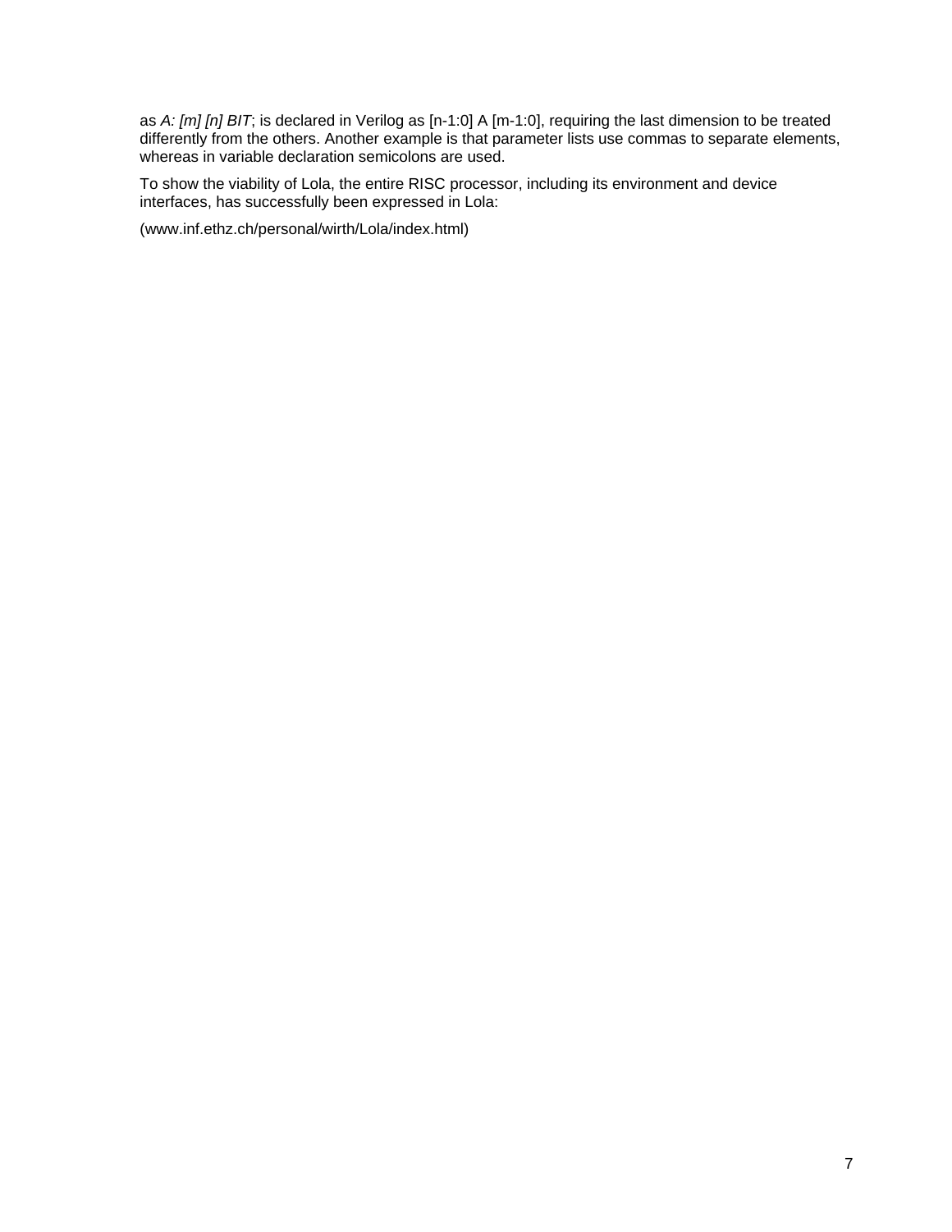as *A: [m] [n] BIT*; is declared in Verilog as [n-1:0] A [m-1:0], requiring the last dimension to be treated differently from the others. Another example is that parameter lists use commas to separate elements, whereas in variable declaration semicolons are used.

To show the viability of Lola, the entire RISC processor, including its environment and device interfaces, has successfully been expressed in Lola:

(www.inf.ethz.ch/personal/wirth/Lola/index.html)